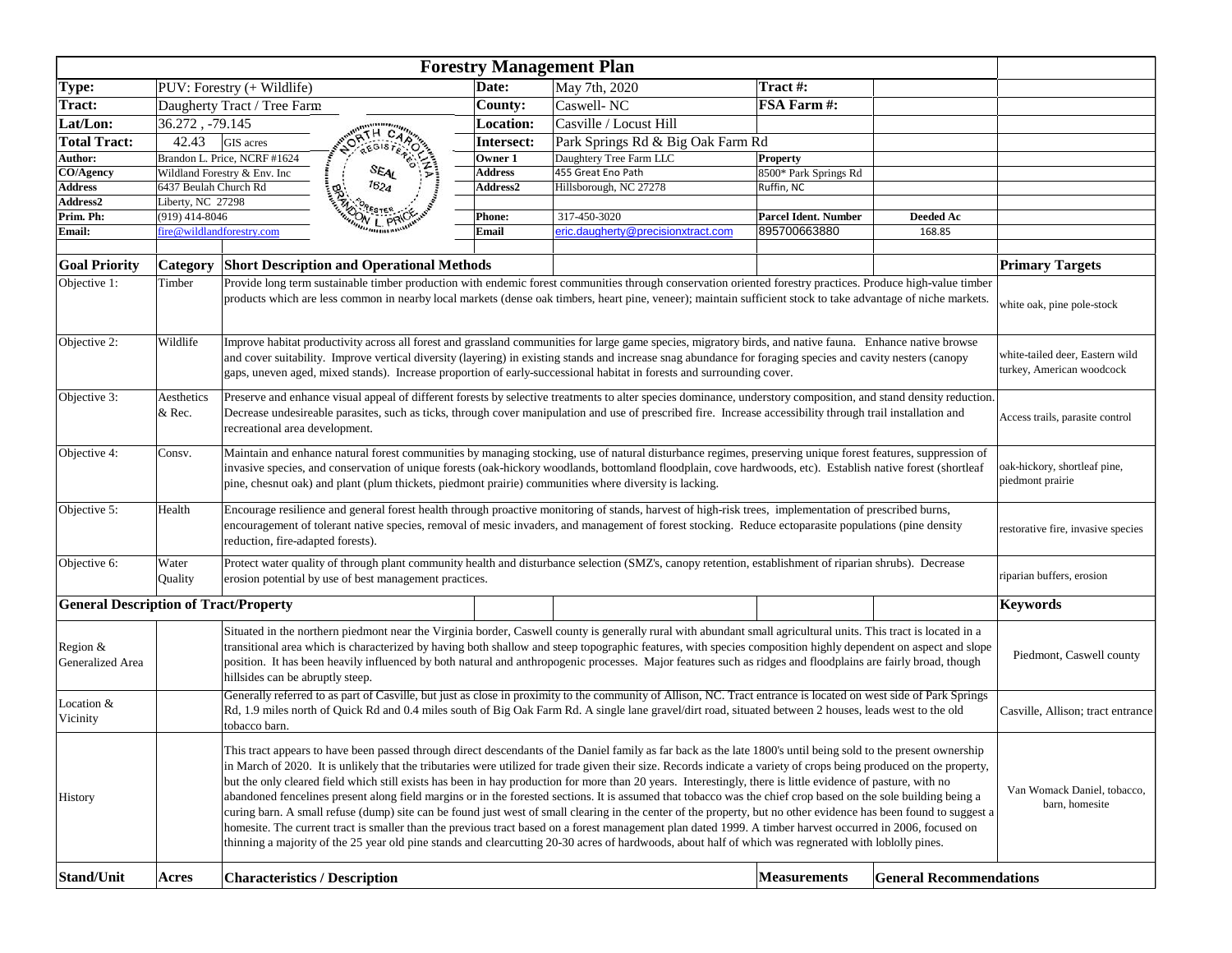# Forestry Management Plan

| | | | | | |
|---|---|---|---|---|---|
| **Type:** | PUV: Forestry (+ Wildlife) | **Date:** | May 7th, 2020 | **Tract #:** | |
| **Tract:** | Daugherty Tract / Tree Farm | **County:** | Caswell- NC | **FSA Farm #:** | |
| **Lat/Lon:** | 36.272 , -79.145 | **Location:** | Casville / Locust Hill | | |
| **Total Tract:** | 42.43 GIS acres | **Intersect:** | Park Springs Rd & Big Oak Farm Rd | | |
| **Author:** | Brandon L. Price, NCRF #1624 | **Owner 1** | Daughtey Tree Farm LLC | **Property** | |
| **CO/Agency** | Wildland Forestry & Env. Inc | **Address** | 455 Great Eno Path | 8500* Park Springs Rd | |
| **Address** | 6437 Beulah Church Rd | **Address2** | Hillsborough, NC 27278 | Ruffin, NC | |
| **Address2** | Liberty, NC 27298 | | | | |
| **Prim. Ph:** | (919) 414-8046 | **Phone:** | 317-450-3020 | **Parcel Ident. Number** | **Deeded Ac** |
| **Email:** | fire@wildlandforestry.com | **Email** | eric.daugherty@precisionxtract.com | 895700663880 | 168.85 |

| Goal Priority | Category | Short Description and Operational Methods | Primary Targets |
|---|---|---|---|
| Objective 1: | Timber | Provide long term sustainable timber production with endemic forest communities through conservation oriented forestry practices. Produce high-value timber products which are less common in nearby local markets (dense oak timbers, heart pine, veneer); maintain sufficient stock to take advantage of niche markets. | white oak, pine pole-stock |
| Objective 2: | Wildlife | Improve habitat productivity across all forest and grassland communities for large game species, migratory birds, and native fauna. Enhance native browse and cover suitability. Improve vertical diversity (layering) in existing stands and increase snag abundance for foraging species and cavity nesters (canopy gaps, uneven aged, mixed stands). Increase proportion of early-successional habitat in forests and surrounding cover. | white-tailed deer, Eastern wild turkey, American woodcock |
| Objective 3: | Aesthetics & Rec. | Preserve and enhance visual appeal of different forests by selective treatments to alter species dominance, understory composition, and stand density reduction. Decrease undesireable parasites, such as ticks, through cover manipulation and use of prescribed fire. Increase accessibility through trail installation and recreational area development. | Access trails, parasite control |
| Objective 4: | Consv. | Maintain and enhance natural forest communities by managing stocking, use of natural disturbance regimes, preserving unique forest features, suppression of invasive species, and conservation of unique forests (oak-hickory woodlands, bottomland floodplain, cove hardwoods, etc). Establish native forest (shortleaf pine, chesnut oak) and plant (plum thickets, piedmont prairie) communities where diversity is lacking. | oak-hickory, shortleaf pine, piedmont prairie |
| Objective 5: | Health | Encourage resilience and general forest health through proactive monitoring of stands, harvest of high-risk trees, implementation of prescribed burns, encouragement of tolerant native species, removal of mesic invaders, and management of forest stocking. Reduce ectoparasite populations (pine density reduction, fire-adapted forests). | restorative fire, invasive species |
| Objective 6: | Water Quality | Protect water quality of through plant community health and disturbance selection (SMZ's, canopy retention, establishment of riparian shrubs). Decrease erosion potential by use of best management practices. | riparian buffers, erosion |

| General Description of Tract/Property | | | Keywords |
|---|---|---|---|
| Region & Generalized Area | | Situated in the northern piedmont near the Virginia border, Caswell county is generally rural with abundant small agricultural units. This tract is located in a transitional area which is characterized by having both shallow and steep topographic features, with species composition highly dependent on aspect and slope position. It has been heavily influenced by both natural and anthropogenic processes. Major features such as ridges and floodplains are fairly broad, though hillsides can be abruptly steep. | Piedmont, Caswell county |
| Location & Vicinity | | Generally referred to as part of Casville, but just as close in proximity to the community of Allison, NC. Tract entrance is located on west side of Park Springs Rd, 1.9 miles north of Quick Rd and 0.4 miles south of Big Oak Farm Rd. A single lane gravel/dirt road, situated between 2 houses, leads west to the old tobacco barn. | Casville, Allison; tract entrance |
| History | | This tract appears to have been passed through direct descendants of the Daniel family as far back as the late 1800's until being sold to the present ownership in March of 2020. It is unlikely that the tributaries were utilized for trade given their size. Records indicate a variety of crops being produced on the property, but the only cleared field which still exists has been in hay production for more than 20 years. Interestingly, there is little evidence of pasture, with no abandoned fencelines present along field margins or in the forested sections. It is assumed that tobacco was the chief crop based on the sole building being a curing barn. A small refuse (dump) site can be found just west of small clearing in the center of the property, but no other evidence has been found to suggest a homesite. The current tract is smaller than the previous tract based on a forest management plan dated 1999. A timber harvest occurred in 2006, focused on thinning a majority of the 25 year old pine stands and clearcutting 20-30 acres of hardwoods, about half of which was regnerated with loblolly pines. | Van Womack Daniel, tobacco, barn, homesite |

| Stand/Unit | Acres | Characteristics / Description | Measurements | General Recommendations |
|---|---|---|---|---|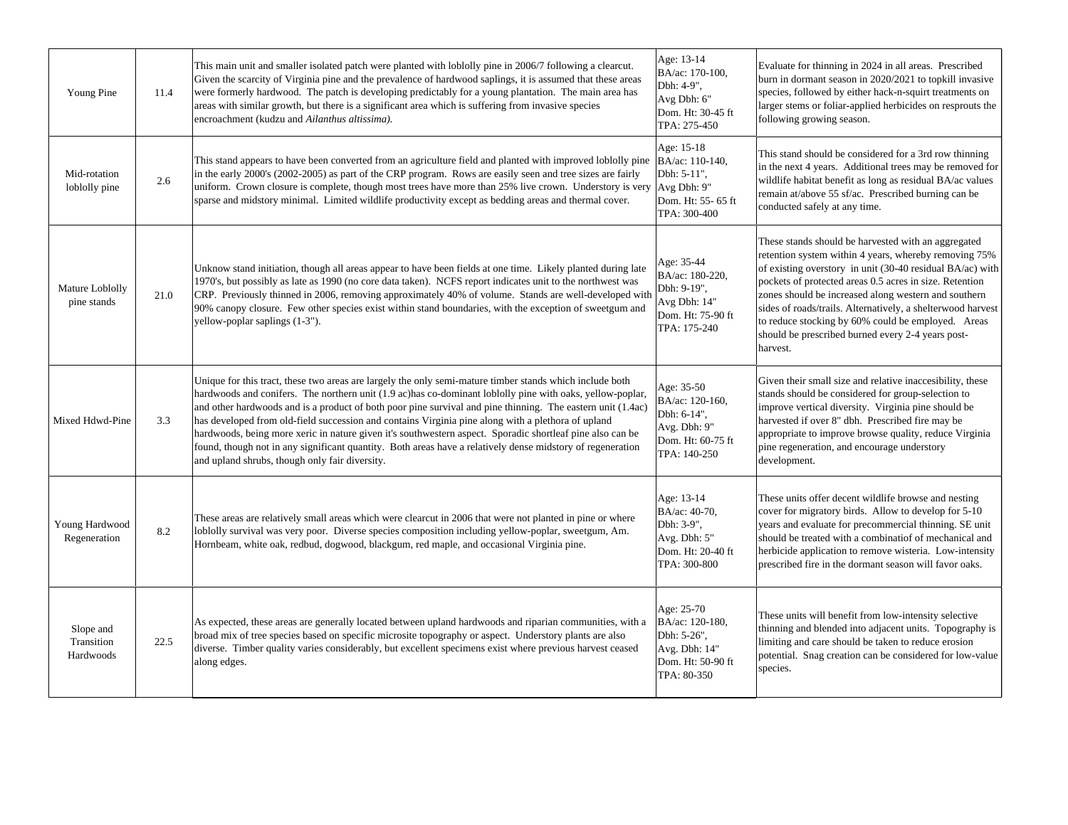| Young Pine | 11.4 | This main unit and smaller isolated patch were planted with loblolly pine in 2006/7 following a clearcut. Given the scarcity of Virginia pine and the prevalence of hardwood saplings, it is assumed that these areas were formerly hardwood. The patch is developing predictably for a young plantation. The main area has areas with similar growth, but there is a significant area which is suffering from invasive species encroachment (kudzu and *Ailanthus altissima).* | Age: 13-14<br>BA/ac: 170-100,<br>Dbh: 4-9",<br>Avg Dbh: 6"<br>Dom. Ht: 30-45 ft<br>TPA: 275-450 | Evaluate for thinning in 2024 in all areas. Prescribed burn in dormant season in 2020/2021 to topkill invasive species, followed by either hack-n-squirt treatments on larger stems or foliar-applied herbicides on resprouts the following growing season. |
|---|---|---|---|---|
| Mid-rotation loblolly pine | 2.6 | This stand appears to have been converted from an agriculture field and planted with improved loblolly pine in the early 2000's (2002-2005) as part of the CRP program. Rows are easily seen and tree sizes are fairly uniform. Crown closure is complete, though most trees have more than 25% live crown. Understory is very sparse and midstory minimal. Limited wildlife productivity except as bedding areas and thermal cover. | Age: 15-18<br>BA/ac: 110-140,<br>Dbh: 5-11",<br>Avg Dbh: 9"<br>Dom. Ht: 55- 65 ft<br>TPA: 300-400 | This stand should be considered for a 3rd row thinning in the next 4 years. Additional trees may be removed for wildlife habitat benefit as long as residual BA/ac values remain at/above 55 sf/ac. Prescribed burning can be conducted safely at any time. |
| Mature Loblolly pine stands | 21.0 | Unknow stand initiation, though all areas appear to have been fields at one time. Likely planted during late 1970's, but possibly as late as 1990 (no core data taken). NCFS report indicates unit to the northwest was CRP. Previously thinned in 2006, removing approximately 40% of volume. Stands are well-developed with 90% canopy closure. Few other species exist within stand boundaries, with the exception of sweetgum and yellow-poplar saplings (1-3"). | Age: 35-44<br>BA/ac: 180-220,<br>Dbh: 9-19",<br>Avg Dbh: 14"<br>Dom. Ht: 75-90 ft<br>TPA: 175-240 | These stands should be harvested with an aggregated retention system within 4 years, whereby removing 75% of existing overstory in unit (30-40 residual BA/ac) with pockets of protected areas 0.5 acres in size. Retention zones should be increased along western and southern sides of roads/trails. Alternatively, a shelterwood harvest to reduce stocking by 60% could be employed. Areas should be prescribed burned every 2-4 years post-harvest. |
| Mixed Hdwd-Pine | 3.3 | Unique for this tract, these two areas are largely the only semi-mature timber stands which include both hardwoods and conifers. The northern unit (1.9 ac)has co-dominant loblolly pine with oaks, yellow-poplar, and other hardwoods and is a product of both poor pine survival and pine thinning. The eastern unit (1.4ac) has developed from old-field succession and contains Virginia pine along with a plethora of upland hardwoods, being more xeric in nature given it's southwestern aspect. Sporadic shortleaf pine also can be found, though not in any significant quantity. Both areas have a relatively dense midstory of regeneration and upland shrubs, though only fair diversity. | Age: 35-50<br>BA/ac: 120-160,<br>Dbh: 6-14",<br>Avg. Dbh: 9"<br>Dom. Ht: 60-75 ft<br>TPA: 140-250 | Given their small size and relative inaccesibility, these stands should be considered for group-selection to improve vertical diversity. Virginia pine should be harvested if over 8" dbh. Prescribed fire may be appropriate to improve browse quality, reduce Virginia pine regeneration, and encourage understory development. |
| Young Hardwood Regeneration | 8.2 | These areas are relatively small areas which were clearcut in 2006 that were not planted in pine or where loblolly survival was very poor. Diverse species composition including yellow-poplar, sweetgum, Am. Hornbeam, white oak, redbud, dogwood, blackgum, red maple, and occasional Virginia pine. | Age: 13-14<br>BA/ac: 40-70,<br>Dbh: 3-9",<br>Avg. Dbh: 5"<br>Dom. Ht: 20-40 ft<br>TPA: 300-800 | These units offer decent wildlife browse and nesting cover for migratory birds. Allow to develop for 5-10 years and evaluate for precommercial thinning. SE unit should be treated with a combinatiof of mechanical and herbicide application to remove wisteria. Low-intensity prescribed fire in the dormant season will favor oaks. |
| Slope and Transition Hardwoods | 22.5 | As expected, these areas are generally located between upland hardwoods and riparian communities, with a broad mix of tree species based on specific microsite topography or aspect. Understory plants are also diverse. Timber quality varies considerably, but excellent specimens exist where previous harvest ceased along edges. | Age: 25-70<br>BA/ac: 120-180,<br>Dbh: 5-26",<br>Avg. Dbh: 14"<br>Dom. Ht: 50-90 ft<br>TPA: 80-350 | These units will benefit from low-intensity selective thinning and blended into adjacent units. Topography is limiting and care should be taken to reduce erosion potential. Snag creation can be considered for low-value species. |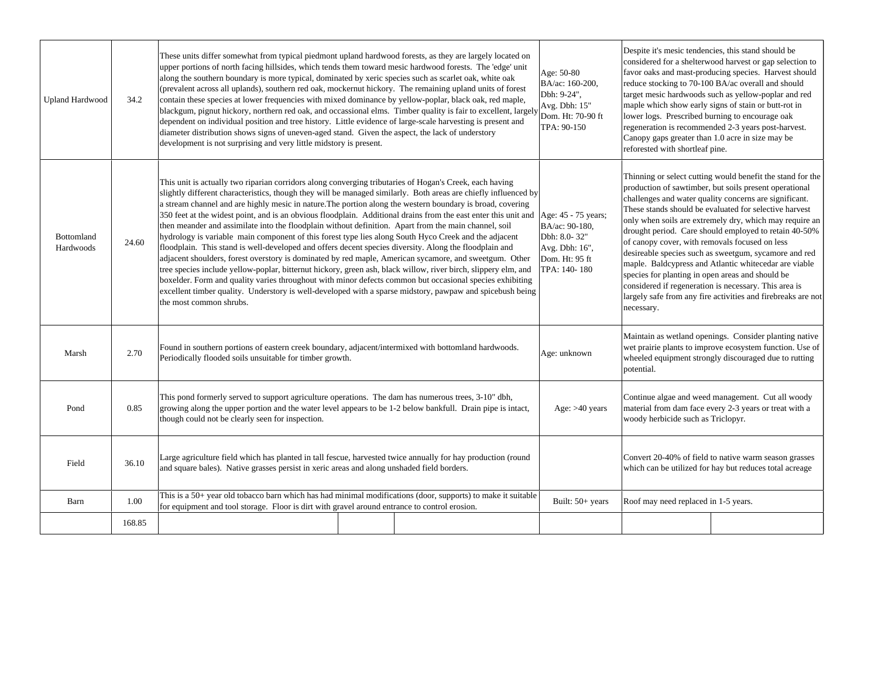| | | | | |
|---|---|---|---|---|
| Upland Hardwood | 34.2 | These units differ somewhat from typical piedmont upland hardwood forests, as they are largely located on upper portions of north facing hillsides, which tends them toward mesic hardwood forests. The 'edge' unit along the southern boundary is more typical, dominated by xeric species such as scarlet oak, white oak (prevalent across all uplands), southern red oak, mockernut hickory. The remaining upland units of forest contain these species at lower frequencies with mixed dominance by yellow-poplar, black oak, red maple, blackgum, pignut hickory, northern red oak, and occassional elms. Timber quality is fair to excellent, largely dependent on individual position and tree history. Little evidence of large-scale harvesting is present and diameter distribution shows signs of uneven-aged stand. Given the aspect, the lack of understory development is not surprising and very little midstory is present. | Age: 50-80<br>BA/ac: 160-200,<br>Dbh: 9-24",<br>Avg. Dbh: 15"<br>Dom. Ht: 70-90 ft<br>TPA: 90-150 | Despite it's mesic tendencies, this stand should be considered for a shelterwood harvest or gap selection to favor oaks and mast-producing species. Harvest should reduce stocking to 70-100 BA/ac overall and should target mesic hardwoods such as yellow-poplar and red maple which show early signs of stain or butt-rot in lower logs. Prescribed burning to encourage oak regeneration is recommended 2-3 years post-harvest. Canopy gaps greater than 1.0 acre in size may be reforested with shortleaf pine. |
| Bottomland Hardwoods | 24.60 | This unit is actually two riparian corridors along converging tributaries of Hogan's Creek, each having slightly different characteristics, though they will be managed similarly. Both areas are chiefly influenced by a stream channel and are highly mesic in nature.The portion along the western boundary is broad, covering 350 feet at the widest point, and is an obvious floodplain. Additional drains from the east enter this unit and then meander and assimilate into the floodplain without definition. Apart from the main channel, soil hydrology is variable main component of this forest type lies along South Hyco Creek and the adjacent floodplain. This stand is well-developed and offers decent species diversity. Along the floodplain and adjacent shoulders, forest overstory is dominated by red maple, American sycamore, and sweetgum. Other tree species include yellow-poplar, bitternut hickory, green ash, black willow, river birch, slippery elm, and boxelder. Form and quality varies throughout with minor defects common but occasional species exhibiting excellent timber quality. Understory is well-developed with a sparse midstory, pawpaw and spicebush being the most common shrubs. | Age: 45 - 75 years;<br>BA/ac: 90-180,<br>Dbh: 8.0- 32"<br>Avg. Dbh: 16",<br>Dom. Ht: 95 ft<br>TPA: 140- 180 | Thinning or select cutting would benefit the stand for the production of sawtimber, but soils present operational challenges and water quality concerns are significant. These stands should be evaluated for selective harvest only when soils are extremely dry, which may require an drought period. Care should employed to retain 40-50% of canopy cover, with removals focused on less desireable species such as sweetgum, sycamore and red maple. Baldcypress and Atlantic whitecedar are viable species for planting in open areas and should be considered if regeneration is necessary. This area is largely safe from any fire activities and firebreaks are not necessary. |
| Marsh | 2.70 | Found in southern portions of eastern creek boundary, adjacent/intermixed with bottomland hardwoods. Periodically flooded soils unsuitable for timber growth. | Age: unknown | Maintain as wetland openings. Consider planting native wet prairie plants to improve ecosystem function. Use of wheeled equipment strongly discouraged due to rutting potential. |
| Pond | 0.85 | This pond formerly served to support agriculture operations. The dam has numerous trees, 3-10" dbh, growing along the upper portion and the water level appears to be 1-2 below bankfull. Drain pipe is intact, though could not be clearly seen for inspection. | Age: >40 years | Continue algae and weed management. Cut all woody material from dam face every 2-3 years or treat with a woody herbicide such as Triclopyr. |
| Field | 36.10 | Large agriculture field which has planted in tall fescue, harvested twice annually for hay production (round and square bales). Native grasses persist in xeric areas and along unshaded field borders. | | Convert 20-40% of field to native warm season grasses which can be utilized for hay but reduces total acreage |
| Barn | 1.00 | This is a 50+ year old tobacco barn which has had minimal modifications (door, supports) to make it suitable for equipment and tool storage. Floor is dirt with gravel around entrance to control erosion. | Built: 50+ years | Roof may need replaced in 1-5 years. |
| | 168.85 | | | |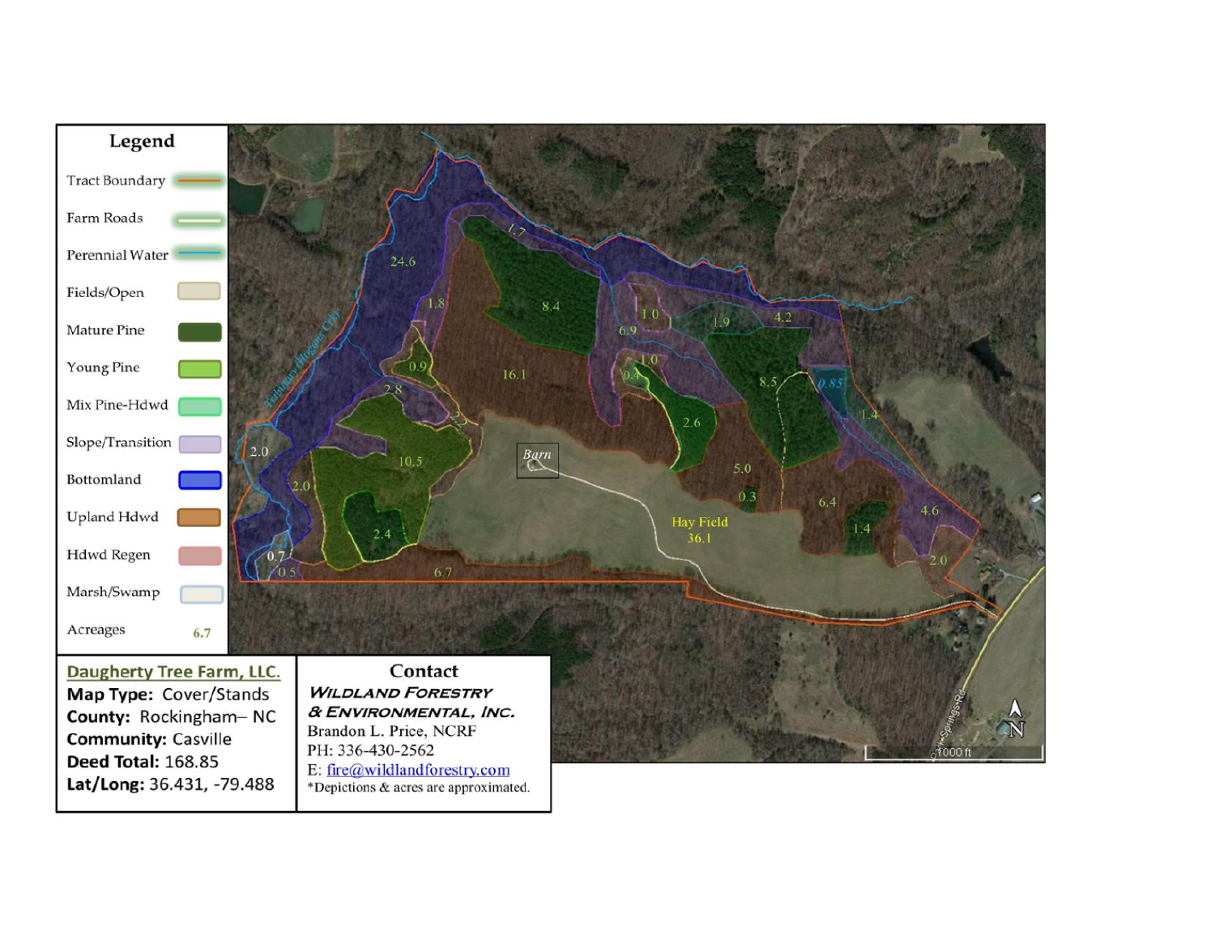**Legend**

- Tract Boundary
- Farm Roads
- Perennial Water
- Fields/Open
- Mature Pine
- Young Pine
- Mix Pine-Hdwd
- Slope/Transition
- Bottomland
- Upland Hdwd
- Hdwd Regen
- Marsh/Swamp
- Acreages 6.7

**Daugherty Tree Farm, LLC.**

**Map Type:** Cover/Stands

**County:** Rockingham– NC

**Community:** Casville

**Deed Total:** 168.85

**Lat/Long:** 36.431, -79.488

**Contact**

***Wildland Forestry & Environmental, Inc.***

Brandon L. Price, NCRF

PH: 336-430-2562

E: fire@wildlandforestry.com

*Depictions & acres are approximated.

24.6
1.7
8.4
1.8
1.0
6.9
1.9
4.2
0.9
16.1
1.0
0.4
8.5
0.85
2.8
2.2
2.6
1.4
Barn
2.0
10.5
5.0
2.0
0.3
6.4
Hay Field
36.1
4.6
1.4
2.4
0.7
0.5
6.7
2.0
Tukahana (Hogans Crk)
1000 ft
N